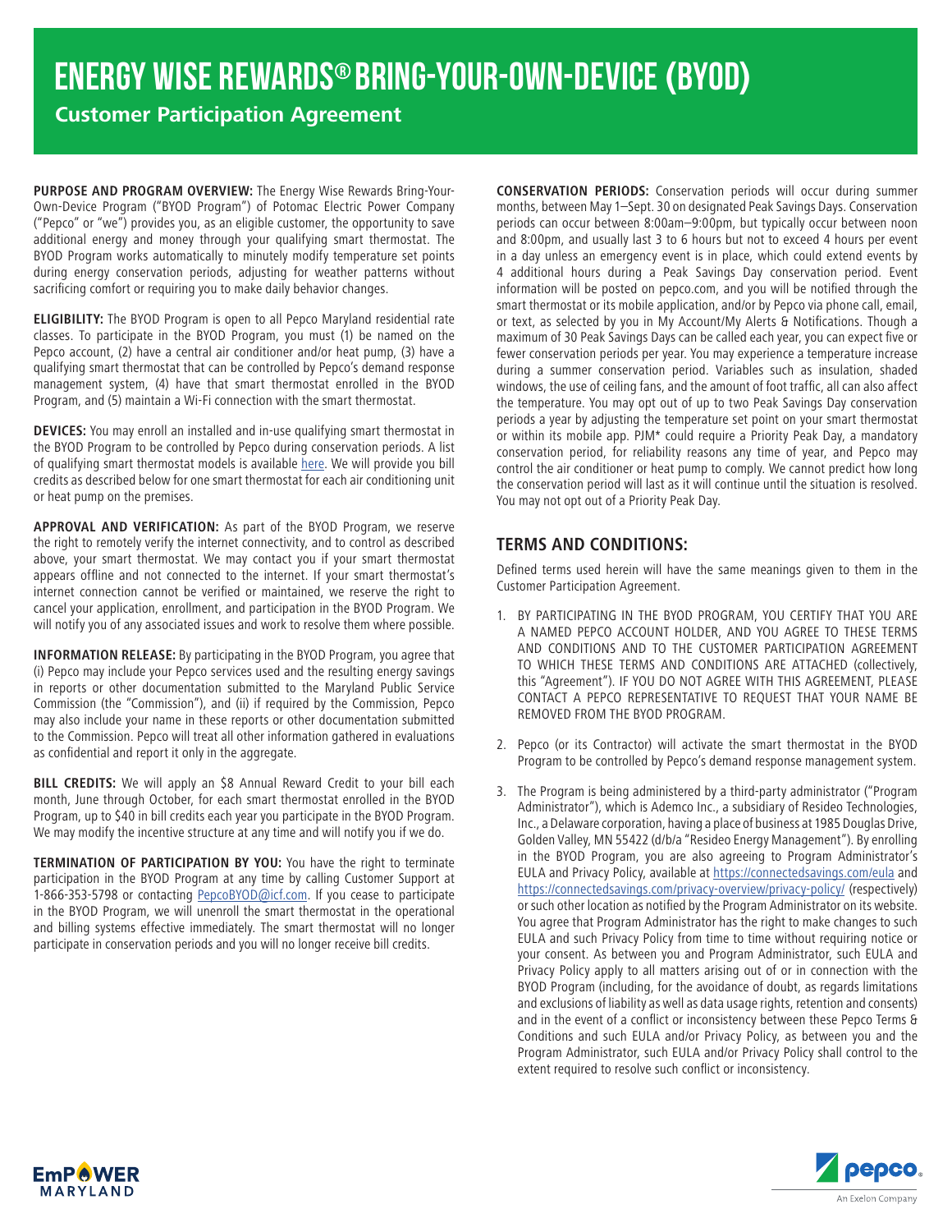# ENERGY WISE REWARDS® BRING-YOUR-OWN-DEVICE (BYOD)

## Customer Participation Agreement

**PURPOSE AND PROGRAM OVERVIEW:** The Energy Wise Rewards Bring-Your-Own-Device Program ("BYOD Program") of Potomac Electric Power Company ("Pepco" or "we") provides you, as an eligible customer, the opportunity to save additional energy and money through your qualifying smart thermostat. The BYOD Program works automatically to minutely modify temperature set points during energy conservation periods, adjusting for weather patterns without sacrificing comfort or requiring you to make daily behavior changes.

**ELIGIBILITY:** The BYOD Program is open to all Pepco Maryland residential rate classes. To participate in the BYOD Program, you must (1) be named on the Pepco account, (2) have a central air conditioner and/or heat pump, (3) have a qualifying smart thermostat that can be controlled by Pepco's demand response management system, (4) have that smart thermostat enrolled in the BYOD Program, and (5) maintain a Wi-Fi connection with the smart thermostat.

**DEVICES:** You may enroll an installed and in-use qualifying smart thermostat in the BYOD Program to be controlled by Pepco during conservation periods. A list of qualifying smart thermostat models is available here. We will provide you bill credits as described below for one smart thermostat for each air conditioning unit or heat pump on the premises.

**APPROVAL AND VERIFICATION:** As part of the BYOD Program, we reserve the right to remotely verify the internet connectivity, and to control as described above, your smart thermostat. We may contact you if your smart thermostat appears offline and not connected to the internet. If your smart thermostat's internet connection cannot be verified or maintained, we reserve the right to cancel your application, enrollment, and participation in the BYOD Program. We will notify you of any associated issues and work to resolve them where possible.

**INFORMATION RELEASE:** By participating in the BYOD Program, you agree that (i) Pepco may include your Pepco services used and the resulting energy savings in reports or other documentation submitted to the Maryland Public Service Commission (the "Commission"), and (ii) if required by the Commission, Pepco may also include your name in these reports or other documentation submitted to the Commission. Pepco will treat all other information gathered in evaluations as confidential and report it only in the aggregate.

**BILL CREDITS:** We will apply an $8 Annual Reward Credit to your bill each month, June through October, for each smart thermostat enrolled in the BYOD Program, up to $40 in bill credits each year you participate in the BYOD Program. We may modify the incentive structure at any time and will notify you if we do.

**TERMINATION OF PARTICIPATION BY YOU:** You have the right to terminate participation in the BYOD Program at any time by calling Customer Support at 1-866-353-5798 or contacting PepcoBYOD@icf.com. If you cease to participate in the BYOD Program, we will unenroll the smart thermostat in the operational and billing systems effective immediately. The smart thermostat will no longer participate in conservation periods and you will no longer receive bill credits.

**CONSERVATION PERIODS:** Conservation periods will occur during summer months, between May 1–Sept. 30 on designated Peak Savings Days. Conservation periods can occur between 8:00am–9:00pm, but typically occur between noon and 8:00pm, and usually last 3 to 6 hours but not to exceed 4 hours per event in a day unless an emergency event is in place, which could extend events by 4 additional hours during a Peak Savings Day conservation period. Event information will be posted on pepco.com, and you will be notified through the smart thermostat or its mobile application, and/or by Pepco via phone call, email, or text, as selected by you in My Account/My Alerts & Notifications. Though a maximum of 30 Peak Savings Days can be called each year, you can expect five or fewer conservation periods per year. You may experience a temperature increase during a summer conservation period. Variables such as insulation, shaded windows, the use of ceiling fans, and the amount of foot traffic, all can also affect the temperature. You may opt out of up to two Peak Savings Day conservation periods a year by adjusting the temperature set point on your smart thermostat or within its mobile app. PJM* could require a Priority Peak Day, a mandatory conservation period, for reliability reasons any time of year, and Pepco may control the air conditioner or heat pump to comply. We cannot predict how long the conservation period will last as it will continue until the situation is resolved. You may not opt out of a Priority Peak Day.

## TERMS AND CONDITIONS:

Defined terms used herein will have the same meanings given to them in the Customer Participation Agreement.

1. BY PARTICIPATING IN THE BYOD PROGRAM, YOU CERTIFY THAT YOU ARE A NAMED PEPCO ACCOUNT HOLDER, AND YOU AGREE TO THESE TERMS AND CONDITIONS AND TO THE CUSTOMER PARTICIPATION AGREEMENT TO WHICH THESE TERMS AND CONDITIONS ARE ATTACHED (collectively, this "Agreement"). IF YOU DO NOT AGREE WITH THIS AGREEMENT, PLEASE CONTACT A PEPCO REPRESENTATIVE TO REQUEST THAT YOUR NAME BE REMOVED FROM THE BYOD PROGRAM.

2. Pepco (or its Contractor) will activate the smart thermostat in the BYOD Program to be controlled by Pepco's demand response management system.

3. The Program is being administered by a third-party administrator ("Program Administrator"), which is Ademco Inc., a subsidiary of Resideo Technologies, Inc., a Delaware corporation, having a place of business at 1985 Douglas Drive, Golden Valley, MN 55422 (d/b/a "Resideo Energy Management"). By enrolling in the BYOD Program, you are also agreeing to Program Administrator's EULA and Privacy Policy, available at https://connectedsavings.com/eula and https://connectedsavings.com/privacy-overview/privacy-policy/ (respectively) or such other location as notified by the Program Administrator on its website. You agree that Program Administrator has the right to make changes to such EULA and such Privacy Policy from time to time without requiring notice or your consent. As between you and Program Administrator, such EULA and Privacy Policy apply to all matters arising out of or in connection with the BYOD Program (including, for the avoidance of doubt, as regards limitations and exclusions of liability as well as data usage rights, retention and consents) and in the event of a conflict or inconsistency between these Pepco Terms & Conditions and such EULA and/or Privacy Policy, as between you and the Program Administrator, such EULA and/or Privacy Policy shall control to the extent required to resolve such conflict or inconsistency.

EmPOWER MARYLAND

pepco. An Exelon Company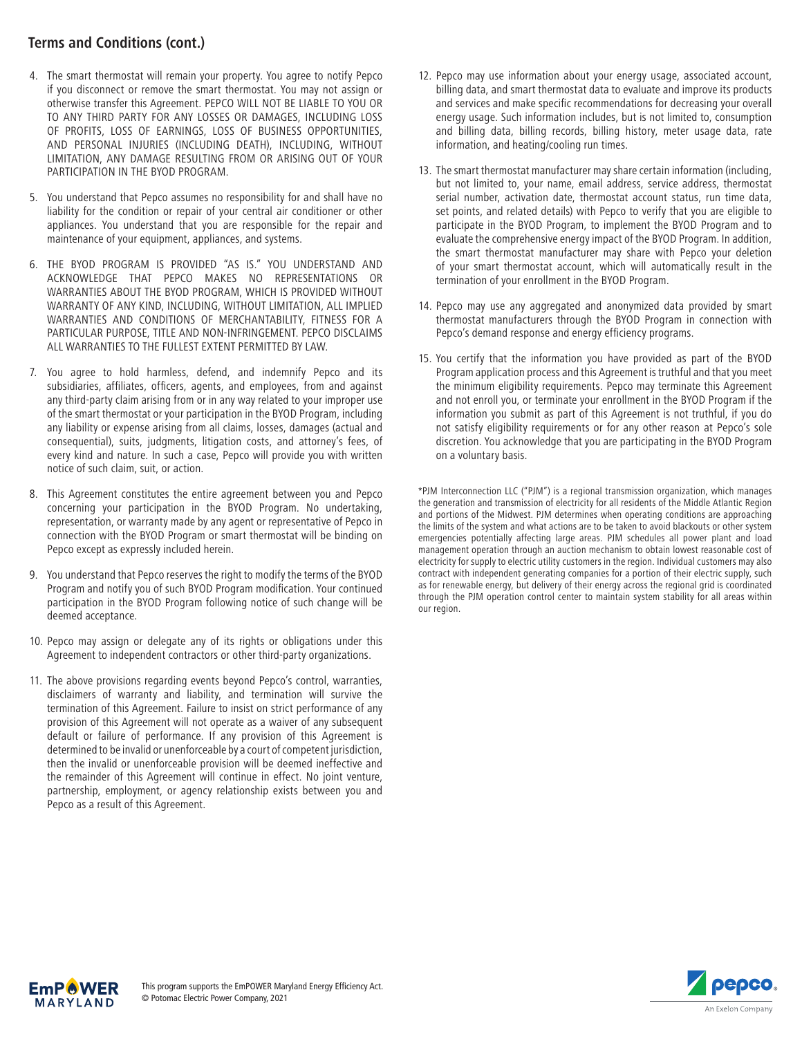## Terms and Conditions (cont.)

4. The smart thermostat will remain your property. You agree to notify Pepco if you disconnect or remove the smart thermostat. You may not assign or otherwise transfer this Agreement. PEPCO WILL NOT BE LIABLE TO YOU OR TO ANY THIRD PARTY FOR ANY LOSSES OR DAMAGES, INCLUDING LOSS OF PROFITS, LOSS OF EARNINGS, LOSS OF BUSINESS OPPORTUNITIES, AND PERSONAL INJURIES (INCLUDING DEATH), INCLUDING, WITHOUT LIMITATION, ANY DAMAGE RESULTING FROM OR ARISING OUT OF YOUR PARTICIPATION IN THE BYOD PROGRAM.

5. You understand that Pepco assumes no responsibility for and shall have no liability for the condition or repair of your central air conditioner or other appliances. You understand that you are responsible for the repair and maintenance of your equipment, appliances, and systems.

6. THE BYOD PROGRAM IS PROVIDED "AS IS." YOU UNDERSTAND AND ACKNOWLEDGE THAT PEPCO MAKES NO REPRESENTATIONS OR WARRANTIES ABOUT THE BYOD PROGRAM, WHICH IS PROVIDED WITHOUT WARRANTY OF ANY KIND, INCLUDING, WITHOUT LIMITATION, ALL IMPLIED WARRANTIES AND CONDITIONS OF MERCHANTABILITY, FITNESS FOR A PARTICULAR PURPOSE, TITLE AND NON-INFRINGEMENT. PEPCO DISCLAIMS ALL WARRANTIES TO THE FULLEST EXTENT PERMITTED BY LAW.

7. You agree to hold harmless, defend, and indemnify Pepco and its subsidiaries, affiliates, officers, agents, and employees, from and against any third-party claim arising from or in any way related to your improper use of the smart thermostat or your participation in the BYOD Program, including any liability or expense arising from all claims, losses, damages (actual and consequential), suits, judgments, litigation costs, and attorney's fees, of every kind and nature. In such a case, Pepco will provide you with written notice of such claim, suit, or action.

8. This Agreement constitutes the entire agreement between you and Pepco concerning your participation in the BYOD Program. No undertaking, representation, or warranty made by any agent or representative of Pepco in connection with the BYOD Program or smart thermostat will be binding on Pepco except as expressly included herein.

9. You understand that Pepco reserves the right to modify the terms of the BYOD Program and notify you of such BYOD Program modification. Your continued participation in the BYOD Program following notice of such change will be deemed acceptance.

10. Pepco may assign or delegate any of its rights or obligations under this Agreement to independent contractors or other third-party organizations.

11. The above provisions regarding events beyond Pepco's control, warranties, disclaimers of warranty and liability, and termination will survive the termination of this Agreement. Failure to insist on strict performance of any provision of this Agreement will not operate as a waiver of any subsequent default or failure of performance. If any provision of this Agreement is determined to be invalid or unenforceable by a court of competent jurisdiction, then the invalid or unenforceable provision will be deemed ineffective and the remainder of this Agreement will continue in effect. No joint venture, partnership, employment, or agency relationship exists between you and Pepco as a result of this Agreement.

12. Pepco may use information about your energy usage, associated account, billing data, and smart thermostat data to evaluate and improve its products and services and make specific recommendations for decreasing your overall energy usage. Such information includes, but is not limited to, consumption and billing data, billing records, billing history, meter usage data, rate information, and heating/cooling run times.

13. The smart thermostat manufacturer may share certain information (including, but not limited to, your name, email address, service address, thermostat serial number, activation date, thermostat account status, run time data, set points, and related details) with Pepco to verify that you are eligible to participate in the BYOD Program, to implement the BYOD Program and to evaluate the comprehensive energy impact of the BYOD Program. In addition, the smart thermostat manufacturer may share with Pepco your deletion of your smart thermostat account, which will automatically result in the termination of your enrollment in the BYOD Program.

14. Pepco may use any aggregated and anonymized data provided by smart thermostat manufacturers through the BYOD Program in connection with Pepco's demand response and energy efficiency programs.

15. You certify that the information you have provided as part of the BYOD Program application process and this Agreement is truthful and that you meet the minimum eligibility requirements. Pepco may terminate this Agreement and not enroll you, or terminate your enrollment in the BYOD Program if the information you submit as part of this Agreement is not truthful, if you do not satisfy eligibility requirements or for any other reason at Pepco's sole discretion. You acknowledge that you are participating in the BYOD Program on a voluntary basis.

*PJM Interconnection LLC ("PJM") is a regional transmission organization, which manages the generation and transmission of electricity for all residents of the Middle Atlantic Region and portions of the Midwest. PJM determines when operating conditions are approaching the limits of the system and what actions are to be taken to avoid blackouts or other system emergencies potentially affecting large areas. PJM schedules all power plant and load management operation through an auction mechanism to obtain lowest reasonable cost of electricity for supply to electric utility customers in the region. Individual customers may also contract with independent generating companies for a portion of their electric supply, such as for renewable energy, but delivery of their energy across the regional grid is coordinated through the PJM operation control center to maintain system stability for all areas within our region.

EmPOWER MARYLAND

This program supports the EmPOWER Maryland Energy Efficiency Act.
© Potomac Electric Power Company, 2021

pepco. An Exelon Company